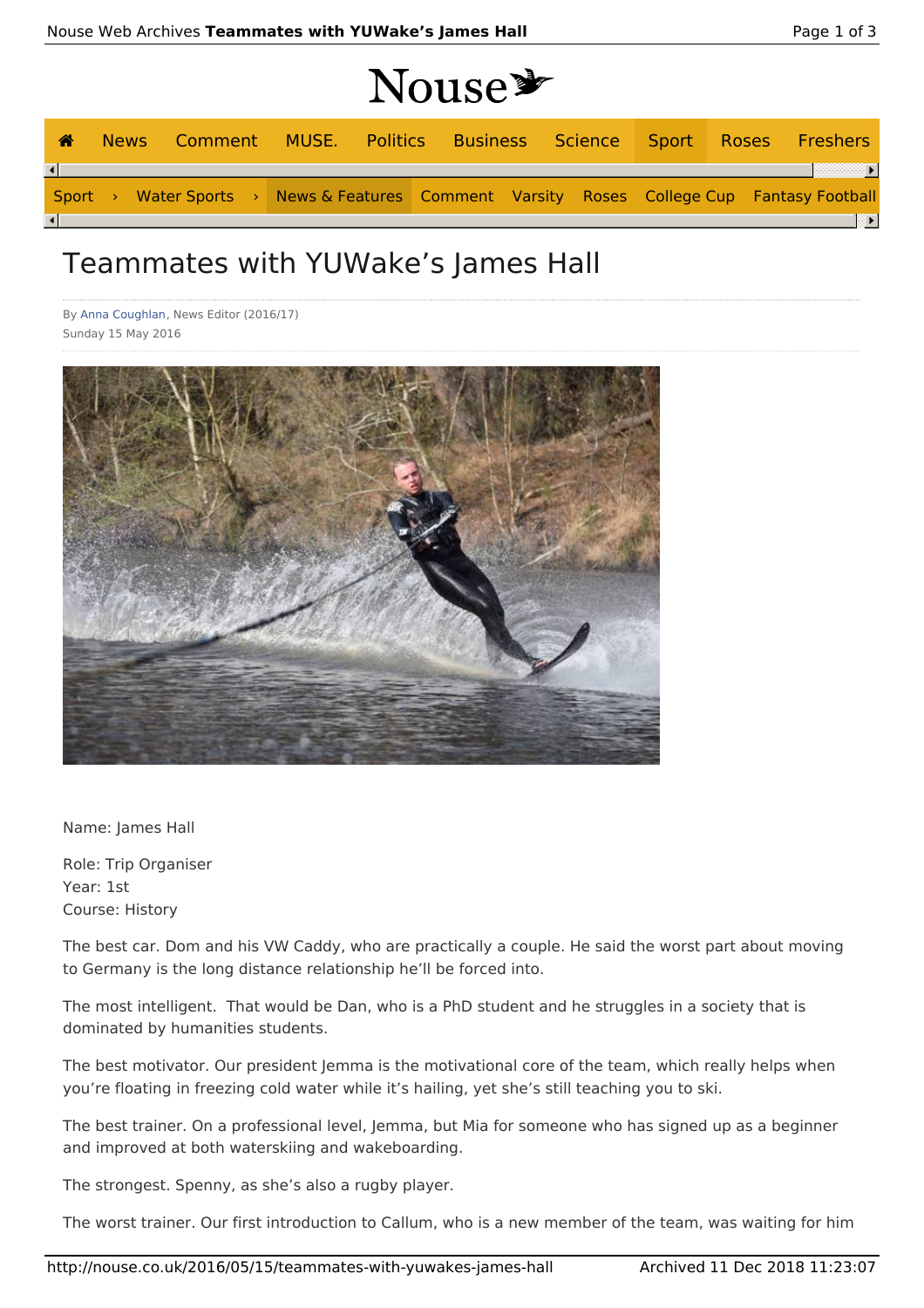# Teammates with YUWake's James Hall

By Anna Coughlan, News Editor (2016/17)
Sunday 15 May 2016

Name: James Hall

Role: Trip Organiser
Year: 1st
Course: History

The best car. Dom and his VW Caddy, who are practically a couple. He said the worst part about moving to Germany is the long distance relationship he'll be forced into.

The most intelligent. That would be Dan, who is a PhD student and he struggles in a society that is dominated by humanities students.

The best motivator. Our president Jemma is the motivational core of the team, which really helps when you're floating in freezing cold water while it's hailing, yet she's still teaching you to ski.

The best trainer. On a professional level, Jemma, but Mia for someone who has signed up as a beginner and improved at both waterskiing and wakeboarding.

The strongest. Spenny, as she's also a rugby player.

The worst trainer. Our first introduction to Callum, who is a new member of the team, was waiting for him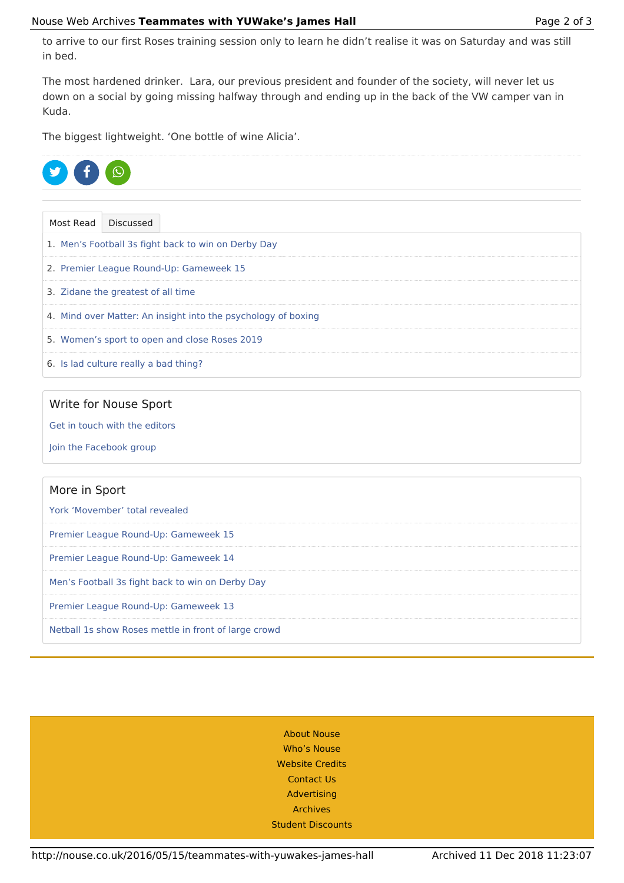to arrive to our first Roses training session only to learn he didn't realise it was on Saturday and was still in bed.

The most hardened drinker. Lara, our previous president and founder of the society, will never let us down on a social by going missing halfway through and ending up in the back of the VW camper van in Kuda.

The biggest lightweight. 'One bottle of wine Alicia'.

Most Read | Discussed

1. Men's Football 3s fight back to win on Derby Day
2. Premier League Round-Up: Gameweek 15
3. Zidane the greatest of all time
4. Mind over Matter: An insight into the psychology of boxing
5. Women's sport to open and close Roses 2019
6. Is lad culture really a bad thing?

## Write for Nouse Sport

Get in touch with the editors

Join the Facebook group

## More in Sport

York 'Movember' total revealed

Premier League Round-Up: Gameweek 15

Premier League Round-Up: Gameweek 14

Men's Football 3s fight back to win on Derby Day

Premier League Round-Up: Gameweek 13

Netball 1s show Roses mettle in front of large crowd

About Nouse
Who's Nouse
Website Credits
Contact Us
Advertising
Archives
Student Discounts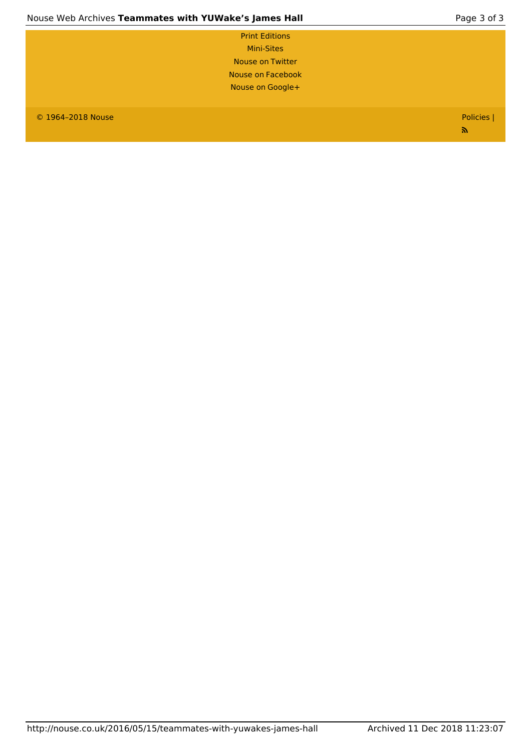Print Editions

Mini-Sites

Nouse on Twitter

Nouse on Facebook

Nouse on Google+

© 1964–2018 Nouse

Policies |